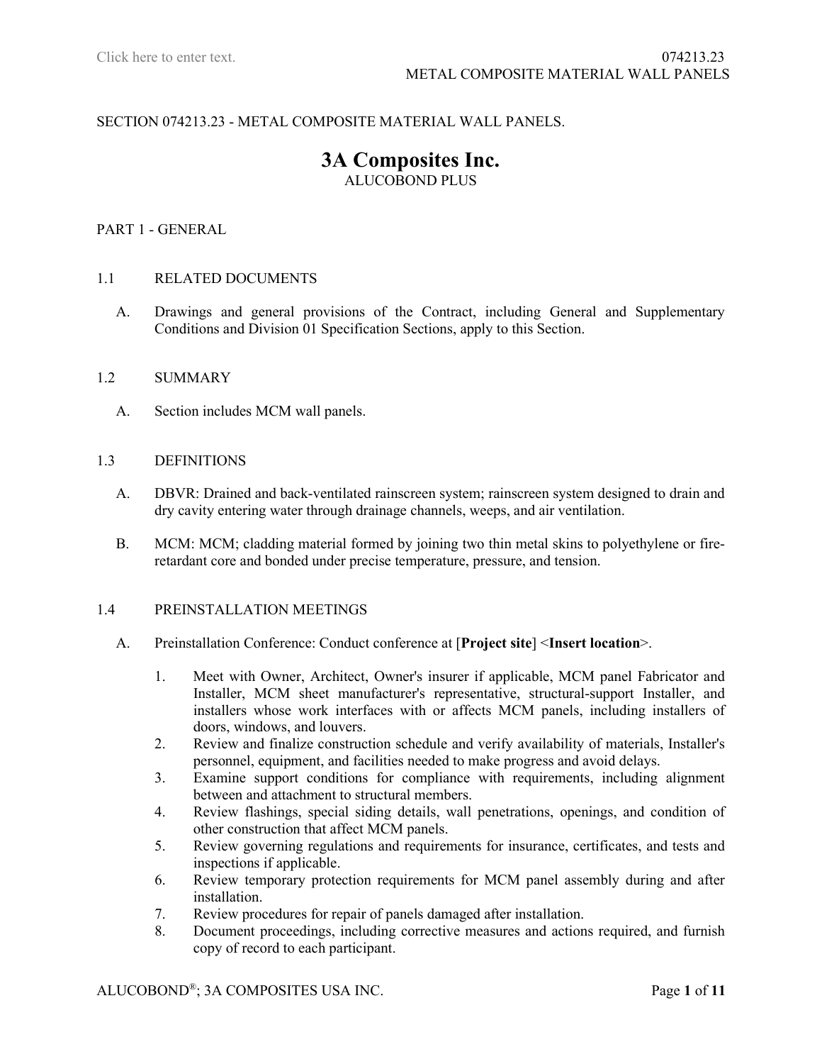SECTION 074213.23 - METAL COMPOSITE MATERIAL WALL PANELS.

# 3A Composites Inc.

ALUCOBOND PLUS

## PART 1 - GENERAL

### 1.1 RELATED DOCUMENTS

A. Drawings and general provisions of the Contract, including General and Supplementary Conditions and Division 01 Specification Sections, apply to this Section.

### 1.2 SUMMARY

A. Section includes MCM wall panels.

### 1.3 DEFINITIONS

A. DBVR: Drained and back-ventilated rainscreen system; rainscreen system designed to drain and dry cavity entering water through drainage channels, weeps, and air ventilation.

B. MCM: MCM; cladding material formed by joining two thin metal skins to polyethylene or fire-retardant core and bonded under precise temperature, pressure, and tension.

### 1.4 PREINSTALLATION MEETINGS

A. Preinstallation Conference: Conduct conference at [**Project site**] <**Insert location**>.

1. Meet with Owner, Architect, Owner's insurer if applicable, MCM panel Fabricator and Installer, MCM sheet manufacturer's representative, structural-support Installer, and installers whose work interfaces with or affects MCM panels, including installers of doors, windows, and louvers.
2. Review and finalize construction schedule and verify availability of materials, Installer's personnel, equipment, and facilities needed to make progress and avoid delays.
3. Examine support conditions for compliance with requirements, including alignment between and attachment to structural members.
4. Review flashings, special siding details, wall penetrations, openings, and condition of other construction that affect MCM panels.
5. Review governing regulations and requirements for insurance, certificates, and tests and inspections if applicable.
6. Review temporary protection requirements for MCM panel assembly during and after installation.
7. Review procedures for repair of panels damaged after installation.
8. Document proceedings, including corrective measures and actions required, and furnish copy of record to each participant.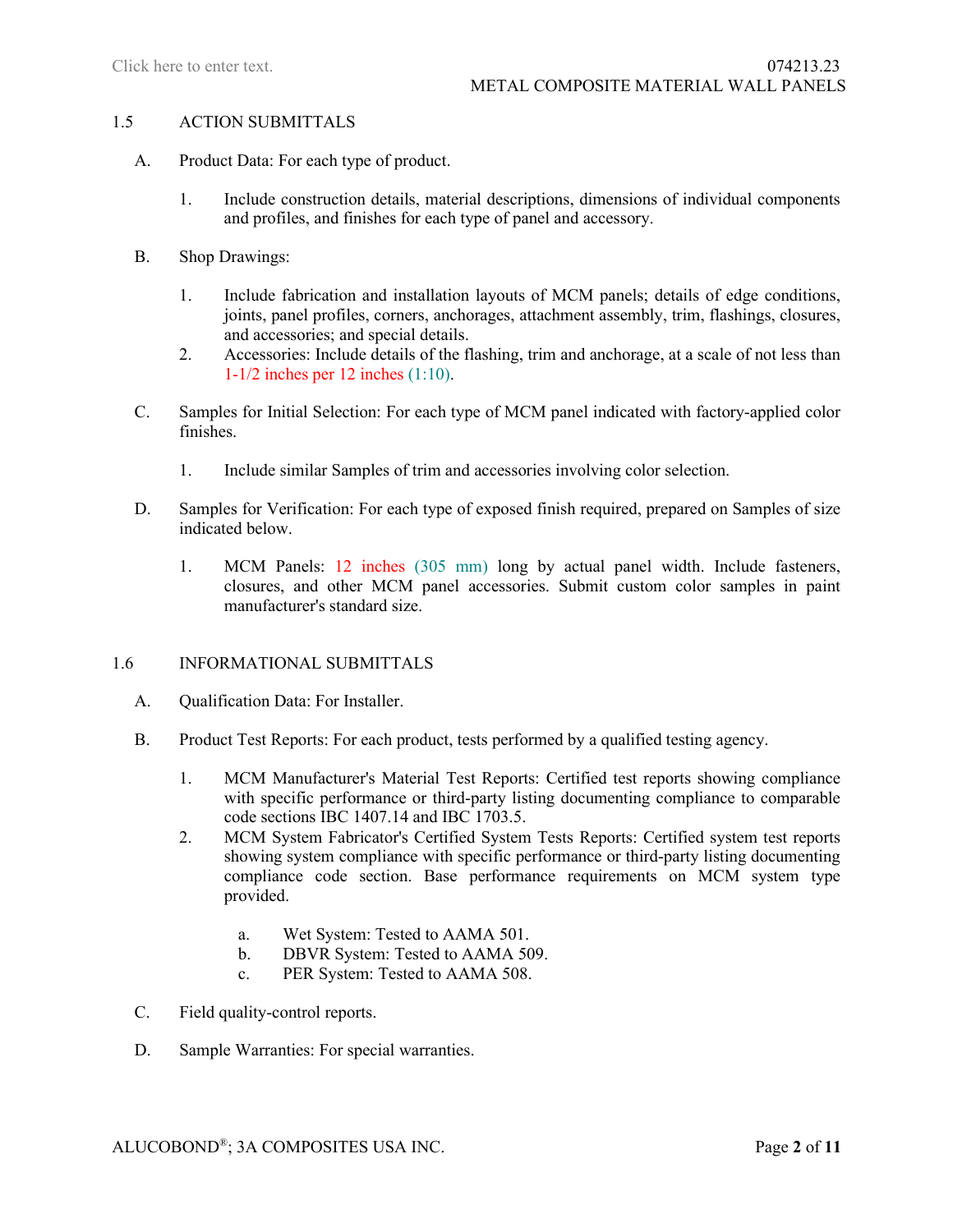## 1.5 ACTION SUBMITTALS

A. Product Data: For each type of product.

   1. Include construction details, material descriptions, dimensions of individual components and profiles, and finishes for each type of panel and accessory.

B. Shop Drawings:

   1. Include fabrication and installation layouts of MCM panels; details of edge conditions, joints, panel profiles, corners, anchorages, attachment assembly, trim, flashings, closures, and accessories; and special details.
   2. Accessories: Include details of the flashing, trim and anchorage, at a scale of not less than 1-1/2 inches per 12 inches (1:10).

C. Samples for Initial Selection: For each type of MCM panel indicated with factory-applied color finishes.

   1. Include similar Samples of trim and accessories involving color selection.

D. Samples for Verification: For each type of exposed finish required, prepared on Samples of size indicated below.

   1. MCM Panels: 12 inches (305 mm) long by actual panel width. Include fasteners, closures, and other MCM panel accessories. Submit custom color samples in paint manufacturer's standard size.

## 1.6 INFORMATIONAL SUBMITTALS

A. Qualification Data: For Installer.

B. Product Test Reports: For each product, tests performed by a qualified testing agency.

   1. MCM Manufacturer's Material Test Reports: Certified test reports showing compliance with specific performance or third-party listing documenting compliance to comparable code sections IBC 1407.14 and IBC 1703.5.
   2. MCM System Fabricator's Certified System Tests Reports: Certified system test reports showing system compliance with specific performance or third-party listing documenting compliance code section. Base performance requirements on MCM system type provided.

      a. Wet System: Tested to AAMA 501.
      b. DBVR System: Tested to AAMA 509.
      c. PER System: Tested to AAMA 508.

C. Field quality-control reports.

D. Sample Warranties: For special warranties.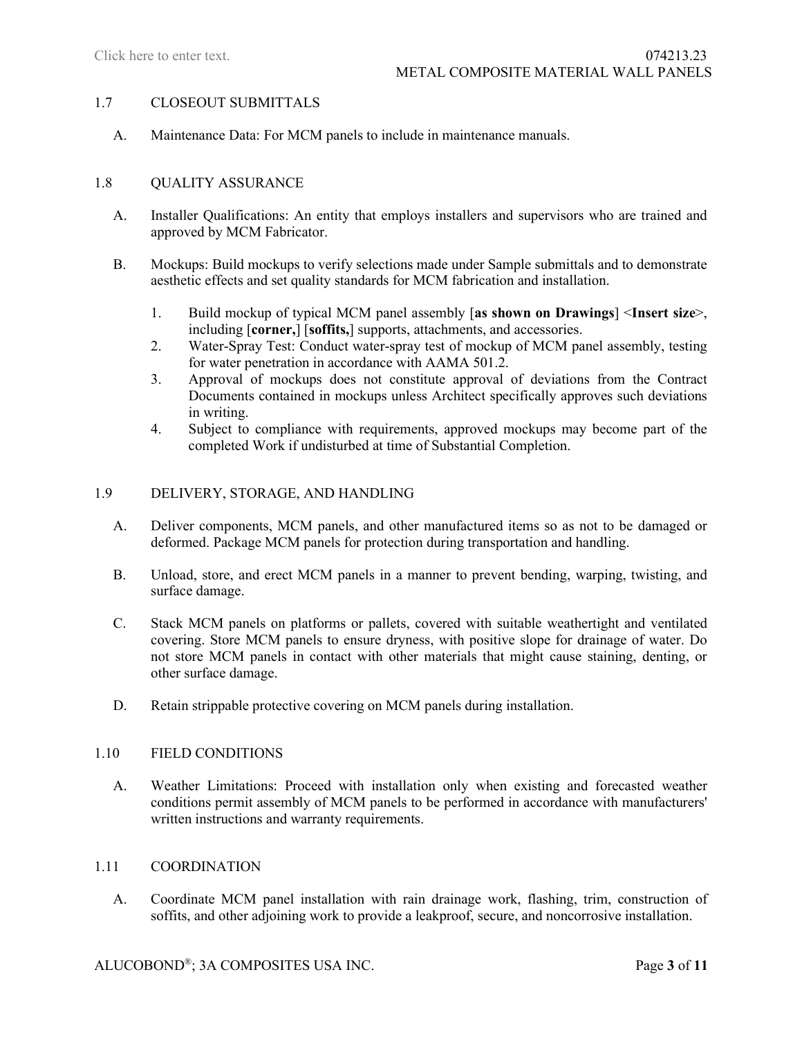## 1.7 CLOSEOUT SUBMITTALS

A. Maintenance Data: For MCM panels to include in maintenance manuals.

## 1.8 QUALITY ASSURANCE

A. Installer Qualifications: An entity that employs installers and supervisors who are trained and approved by MCM Fabricator.

B. Mockups: Build mockups to verify selections made under Sample submittals and to demonstrate aesthetic effects and set quality standards for MCM fabrication and installation.

1. Build mockup of typical MCM panel assembly [**as shown on Drawings**] <**Insert size**>, including [**corner,**] [**soffits,**] supports, attachments, and accessories.
2. Water-Spray Test: Conduct water-spray test of mockup of MCM panel assembly, testing for water penetration in accordance with AAMA 501.2.
3. Approval of mockups does not constitute approval of deviations from the Contract Documents contained in mockups unless Architect specifically approves such deviations in writing.
4. Subject to compliance with requirements, approved mockups may become part of the completed Work if undisturbed at time of Substantial Completion.

## 1.9 DELIVERY, STORAGE, AND HANDLING

A. Deliver components, MCM panels, and other manufactured items so as not to be damaged or deformed. Package MCM panels for protection during transportation and handling.

B. Unload, store, and erect MCM panels in a manner to prevent bending, warping, twisting, and surface damage.

C. Stack MCM panels on platforms or pallets, covered with suitable weathertight and ventilated covering. Store MCM panels to ensure dryness, with positive slope for drainage of water. Do not store MCM panels in contact with other materials that might cause staining, denting, or other surface damage.

D. Retain strippable protective covering on MCM panels during installation.

## 1.10 FIELD CONDITIONS

A. Weather Limitations: Proceed with installation only when existing and forecasted weather conditions permit assembly of MCM panels to be performed in accordance with manufacturers' written instructions and warranty requirements.

## 1.11 COORDINATION

A. Coordinate MCM panel installation with rain drainage work, flashing, trim, construction of soffits, and other adjoining work to provide a leakproof, secure, and noncorrosive installation.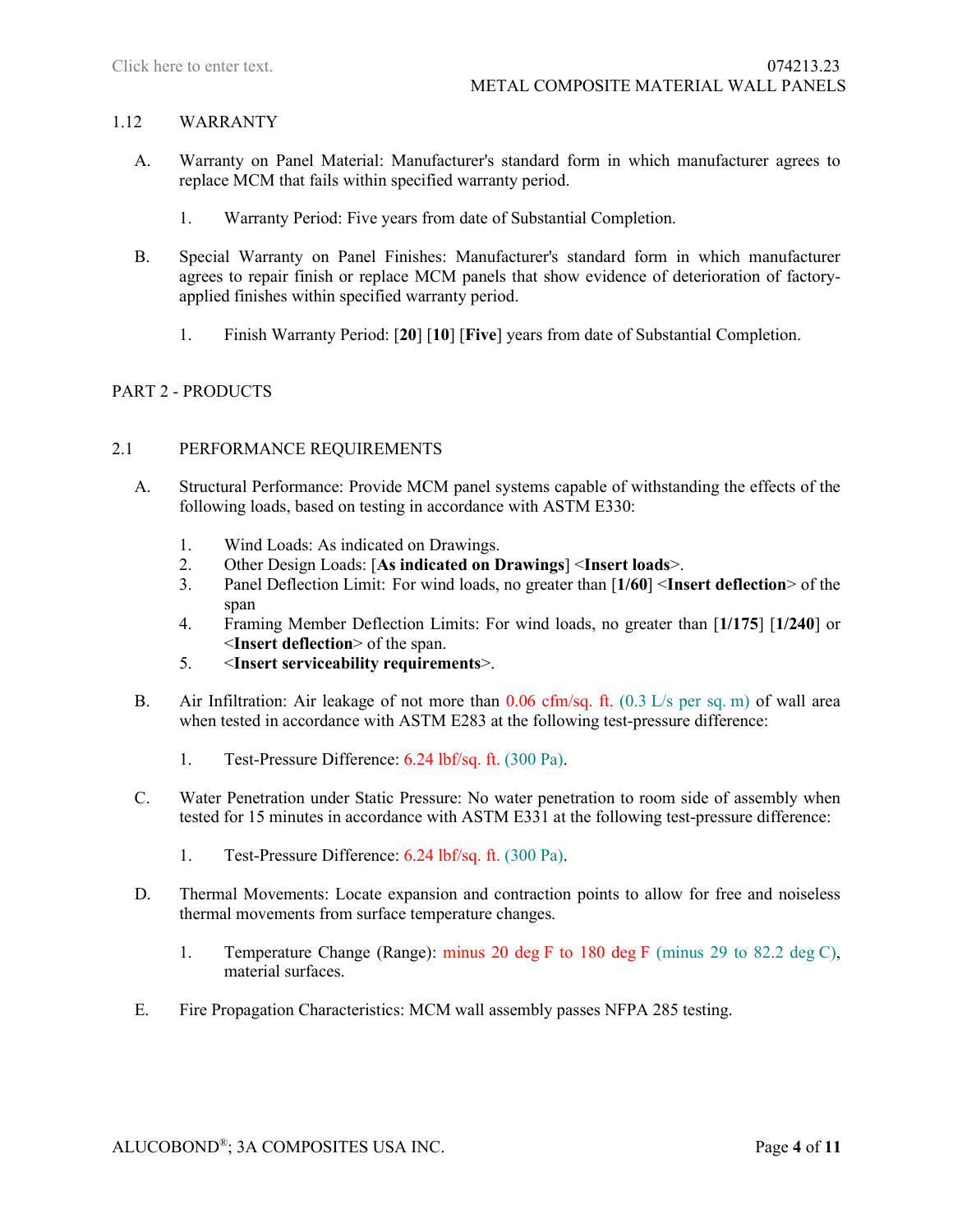## 1.12 WARRANTY

A. Warranty on Panel Material: Manufacturer's standard form in which manufacturer agrees to replace MCM that fails within specified warranty period.

   1. Warranty Period: Five years from date of Substantial Completion.

B. Special Warranty on Panel Finishes: Manufacturer's standard form in which manufacturer agrees to repair finish or replace MCM panels that show evidence of deterioration of factory-applied finishes within specified warranty period.

   1. Finish Warranty Period: [**20**] [**10**] [**Five**] years from date of Substantial Completion.

# PART 2 - PRODUCTS

## 2.1 PERFORMANCE REQUIREMENTS

A. Structural Performance: Provide MCM panel systems capable of withstanding the effects of the following loads, based on testing in accordance with ASTM E330:

   1. Wind Loads: As indicated on Drawings.
   2. Other Design Loads: [**As indicated on Drawings**] <**Insert loads**>.
   3. Panel Deflection Limit: For wind loads, no greater than [**1/60**] <**Insert deflection**> of the span
   4. Framing Member Deflection Limits: For wind loads, no greater than [**1/175**] [**1/240**] or <**Insert deflection**> of the span.
   5. <**Insert serviceability requirements**>.

B. Air Infiltration: Air leakage of not more than 0.06 cfm/sq. ft. (0.3 L/s per sq. m) of wall area when tested in accordance with ASTM E283 at the following test-pressure difference:

   1. Test-Pressure Difference: 6.24 lbf/sq. ft. (300 Pa).

C. Water Penetration under Static Pressure: No water penetration to room side of assembly when tested for 15 minutes in accordance with ASTM E331 at the following test-pressure difference:

   1. Test-Pressure Difference: 6.24 lbf/sq. ft. (300 Pa).

D. Thermal Movements: Locate expansion and contraction points to allow for free and noiseless thermal movements from surface temperature changes.

   1. Temperature Change (Range): minus 20 deg F to 180 deg F (minus 29 to 82.2 deg C), material surfaces.

E. Fire Propagation Characteristics: MCM wall assembly passes NFPA 285 testing.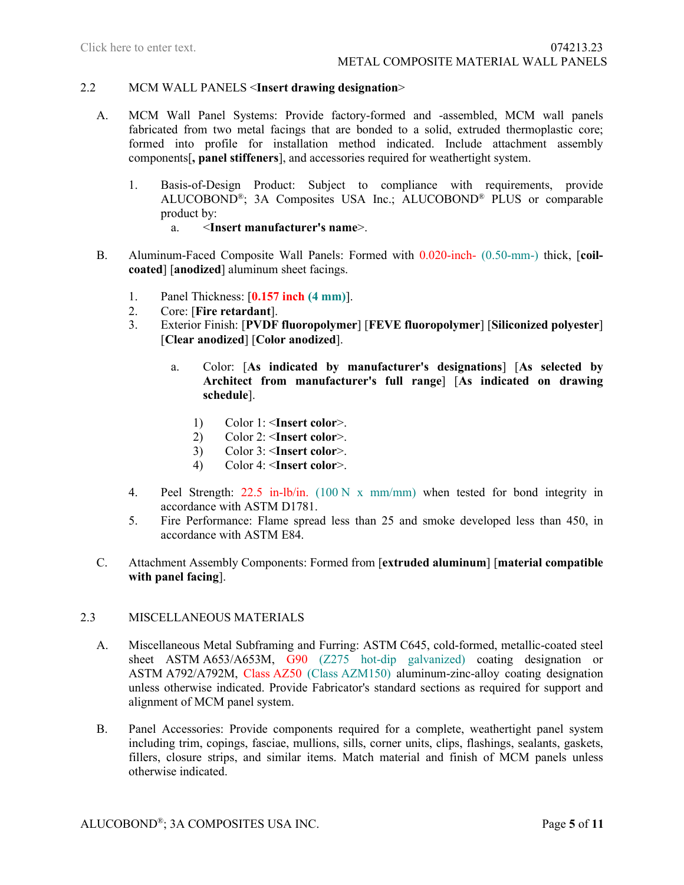## 2.2 MCM WALL PANELS <**Insert drawing designation**>

A. MCM Wall Panel Systems: Provide factory-formed and -assembled, MCM wall panels fabricated from two metal facings that are bonded to a solid, extruded thermoplastic core; formed into profile for installation method indicated. Include attachment assembly components[**, panel stiffeners**], and accessories required for weathertight system.

1. Basis-of-Design Product: Subject to compliance with requirements, provide ALUCOBOND®; 3A Composites USA Inc.; ALUCOBOND® PLUS or comparable product by:
   a. <**Insert manufacturer's name**>.

B. Aluminum-Faced Composite Wall Panels: Formed with 0.020-inch- (0.50-mm-) thick, [**coil-coated**] [**anodized**] aluminum sheet facings.

1. Panel Thickness: [**0.157 inch (4 mm)**].
2. Core: [**Fire retardant**].
3. Exterior Finish: [**PVDF fluoropolymer**] [**FEVE fluoropolymer**] [**Siliconized polyester**] [**Clear anodized**] [**Color anodized**].
   a. Color: [**As indicated by manufacturer's designations**] [**As selected by Architect from manufacturer's full range**] [**As indicated on drawing schedule**].
      1) Color 1: <**Insert color**>.
      2) Color 2: <**Insert color**>.
      3) Color 3: <**Insert color**>.
      4) Color 4: <**Insert color**>.
4. Peel Strength: 22.5 in-lb/in. (100 N x mm/mm) when tested for bond integrity in accordance with ASTM D1781.
5. Fire Performance: Flame spread less than 25 and smoke developed less than 450, in accordance with ASTM E84.

C. Attachment Assembly Components: Formed from [**extruded aluminum**] [**material compatible with panel facing**].

## 2.3 MISCELLANEOUS MATERIALS

A. Miscellaneous Metal Subframing and Furring: ASTM C645, cold-formed, metallic-coated steel sheet ASTM A653/A653M, G90 (Z275 hot-dip galvanized) coating designation or ASTM A792/A792M, Class AZ50 (Class AZM150) aluminum-zinc-alloy coating designation unless otherwise indicated. Provide Fabricator's standard sections as required for support and alignment of MCM panel system.

B. Panel Accessories: Provide components required for a complete, weathertight panel system including trim, copings, fasciae, mullions, sills, corner units, clips, flashings, sealants, gaskets, fillers, closure strips, and similar items. Match material and finish of MCM panels unless otherwise indicated.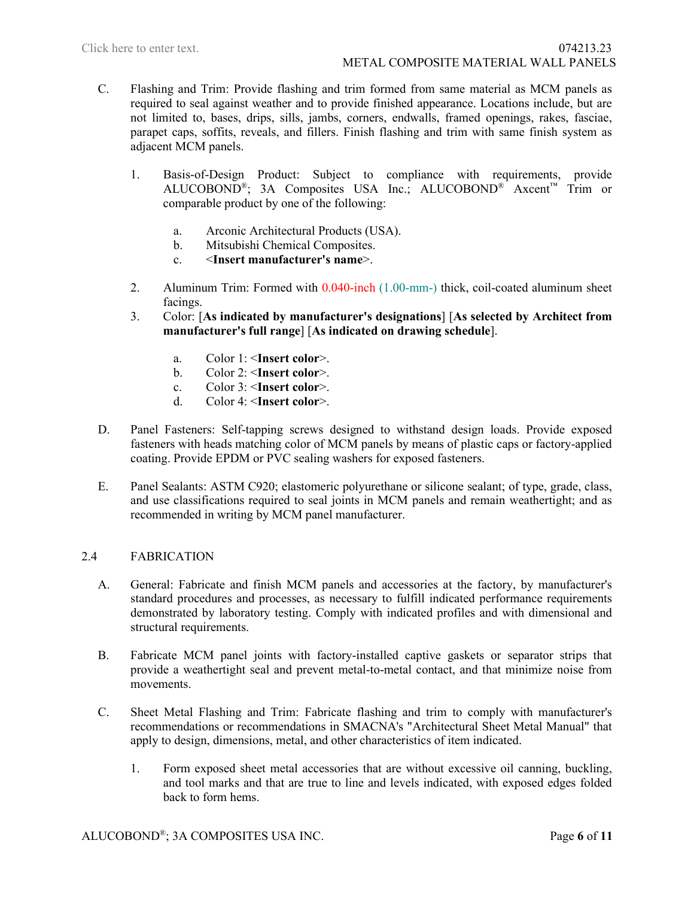C. Flashing and Trim: Provide flashing and trim formed from same material as MCM panels as required to seal against weather and to provide finished appearance. Locations include, but are not limited to, bases, drips, sills, jambs, corners, endwalls, framed openings, rakes, fasciae, parapet caps, soffits, reveals, and fillers. Finish flashing and trim with same finish system as adjacent MCM panels.

1. Basis-of-Design Product: Subject to compliance with requirements, provide ALUCOBOND®; 3A Composites USA Inc.; ALUCOBOND® Axcent™ Trim or comparable product by one of the following:

    a. Arconic Architectural Products (USA).
    b. Mitsubishi Chemical Composites.
    c. <**Insert manufacturer's name**>.

2. Aluminum Trim: Formed with 0.040-inch (1.00-mm-) thick, coil-coated aluminum sheet facings.
3. Color: [**As indicated by manufacturer's designations**] [**As selected by Architect from manufacturer's full range**] [**As indicated on drawing schedule**].

    a. Color 1: <**Insert color**>.
    b. Color 2: <**Insert color**>.
    c. Color 3: <**Insert color**>.
    d. Color 4: <**Insert color**>.

D. Panel Fasteners: Self-tapping screws designed to withstand design loads. Provide exposed fasteners with heads matching color of MCM panels by means of plastic caps or factory-applied coating. Provide EPDM or PVC sealing washers for exposed fasteners.

E. Panel Sealants: ASTM C920; elastomeric polyurethane or silicone sealant; of type, grade, class, and use classifications required to seal joints in MCM panels and remain weathertight; and as recommended in writing by MCM panel manufacturer.

## 2.4 FABRICATION

A. General: Fabricate and finish MCM panels and accessories at the factory, by manufacturer's standard procedures and processes, as necessary to fulfill indicated performance requirements demonstrated by laboratory testing. Comply with indicated profiles and with dimensional and structural requirements.

B. Fabricate MCM panel joints with factory-installed captive gaskets or separator strips that provide a weathertight seal and prevent metal-to-metal contact, and that minimize noise from movements.

C. Sheet Metal Flashing and Trim: Fabricate flashing and trim to comply with manufacturer's recommendations or recommendations in SMACNA's "Architectural Sheet Metal Manual" that apply to design, dimensions, metal, and other characteristics of item indicated.

1. Form exposed sheet metal accessories that are without excessive oil canning, buckling, and tool marks and that are true to line and levels indicated, with exposed edges folded back to form hems.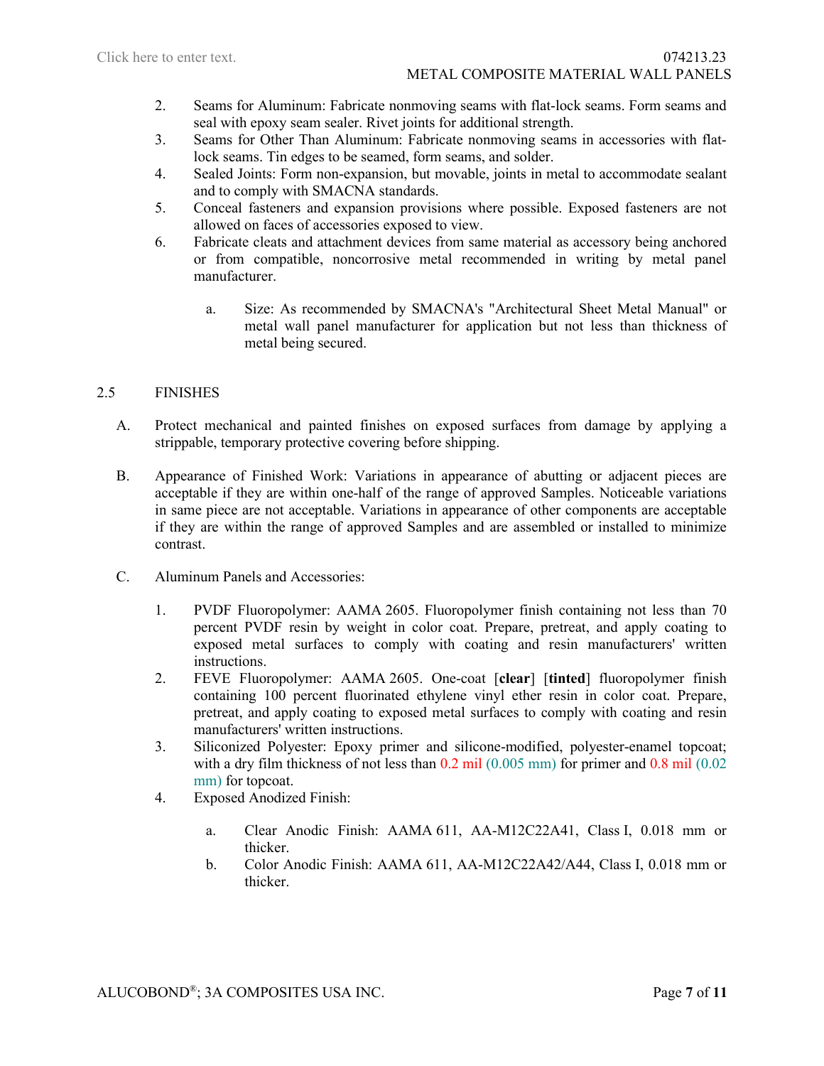2. Seams for Aluminum: Fabricate nonmoving seams with flat-lock seams. Form seams and seal with epoxy seam sealer. Rivet joints for additional strength.
3. Seams for Other Than Aluminum: Fabricate nonmoving seams in accessories with flat-lock seams. Tin edges to be seamed, form seams, and solder.
4. Sealed Joints: Form non-expansion, but movable, joints in metal to accommodate sealant and to comply with SMACNA standards.
5. Conceal fasteners and expansion provisions where possible. Exposed fasteners are not allowed on faces of accessories exposed to view.
6. Fabricate cleats and attachment devices from same material as accessory being anchored or from compatible, noncorrosive metal recommended in writing by metal panel manufacturer.

   a. Size: As recommended by SMACNA's "Architectural Sheet Metal Manual" or metal wall panel manufacturer for application but not less than thickness of metal being secured.

## 2.5 FINISHES

A. Protect mechanical and painted finishes on exposed surfaces from damage by applying a strippable, temporary protective covering before shipping.

B. Appearance of Finished Work: Variations in appearance of abutting or adjacent pieces are acceptable if they are within one-half of the range of approved Samples. Noticeable variations in same piece are not acceptable. Variations in appearance of other components are acceptable if they are within the range of approved Samples and are assembled or installed to minimize contrast.

C. Aluminum Panels and Accessories:

1. PVDF Fluoropolymer: AAMA 2605. Fluoropolymer finish containing not less than 70 percent PVDF resin by weight in color coat. Prepare, pretreat, and apply coating to exposed metal surfaces to comply with coating and resin manufacturers' written instructions.
2. FEVE Fluoropolymer: AAMA 2605. One-coat [**clear**] [**tinted**] fluoropolymer finish containing 100 percent fluorinated ethylene vinyl ether resin in color coat. Prepare, pretreat, and apply coating to exposed metal surfaces to comply with coating and resin manufacturers' written instructions.
3. Siliconized Polyester: Epoxy primer and silicone-modified, polyester-enamel topcoat; with a dry film thickness of not less than 0.2 mil (0.005 mm) for primer and 0.8 mil (0.02 mm) for topcoat.
4. Exposed Anodized Finish:

   a. Clear Anodic Finish: AAMA 611, AA-M12C22A41, Class I, 0.018 mm or thicker.
   b. Color Anodic Finish: AAMA 611, AA-M12C22A42/A44, Class I, 0.018 mm or thicker.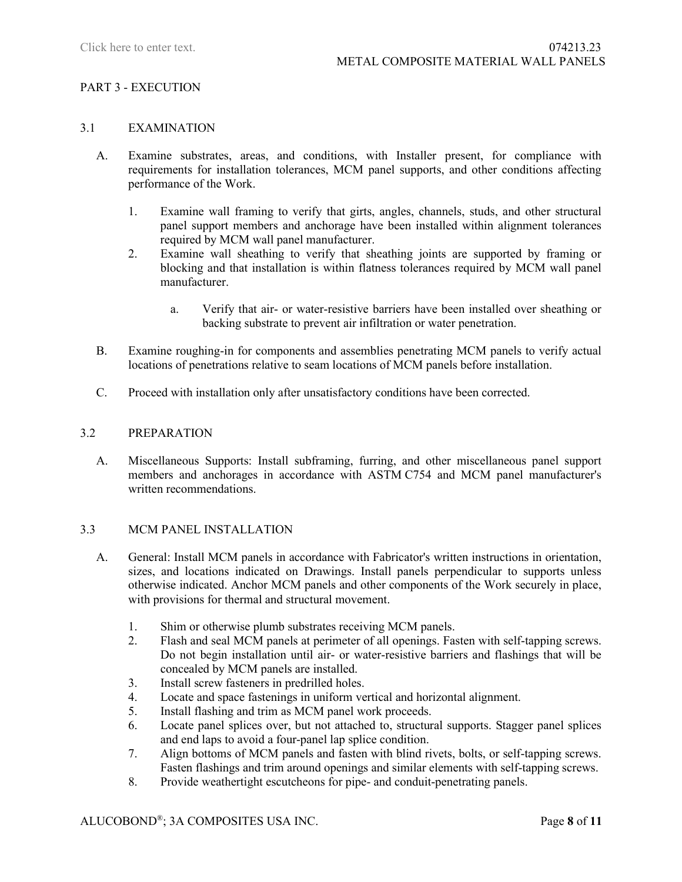## PART 3 - EXECUTION

### 3.1 EXAMINATION

A. Examine substrates, areas, and conditions, with Installer present, for compliance with requirements for installation tolerances, MCM panel supports, and other conditions affecting performance of the Work.

1. Examine wall framing to verify that girts, angles, channels, studs, and other structural panel support members and anchorage have been installed within alignment tolerances required by MCM wall panel manufacturer.
2. Examine wall sheathing to verify that sheathing joints are supported by framing or blocking and that installation is within flatness tolerances required by MCM wall panel manufacturer.
   a. Verify that air- or water-resistive barriers have been installed over sheathing or backing substrate to prevent air infiltration or water penetration.

B. Examine roughing-in for components and assemblies penetrating MCM panels to verify actual locations of penetrations relative to seam locations of MCM panels before installation.

C. Proceed with installation only after unsatisfactory conditions have been corrected.

### 3.2 PREPARATION

A. Miscellaneous Supports: Install subframing, furring, and other miscellaneous panel support members and anchorages in accordance with ASTM C754 and MCM panel manufacturer's written recommendations.

### 3.3 MCM PANEL INSTALLATION

A. General: Install MCM panels in accordance with Fabricator's written instructions in orientation, sizes, and locations indicated on Drawings. Install panels perpendicular to supports unless otherwise indicated. Anchor MCM panels and other components of the Work securely in place, with provisions for thermal and structural movement.

1. Shim or otherwise plumb substrates receiving MCM panels.
2. Flash and seal MCM panels at perimeter of all openings. Fasten with self-tapping screws. Do not begin installation until air- or water-resistive barriers and flashings that will be concealed by MCM panels are installed.
3. Install screw fasteners in predrilled holes.
4. Locate and space fastenings in uniform vertical and horizontal alignment.
5. Install flashing and trim as MCM panel work proceeds.
6. Locate panel splices over, but not attached to, structural supports. Stagger panel splices and end laps to avoid a four-panel lap splice condition.
7. Align bottoms of MCM panels and fasten with blind rivets, bolts, or self-tapping screws. Fasten flashings and trim around openings and similar elements with self-tapping screws.
8. Provide weathertight escutcheons for pipe- and conduit-penetrating panels.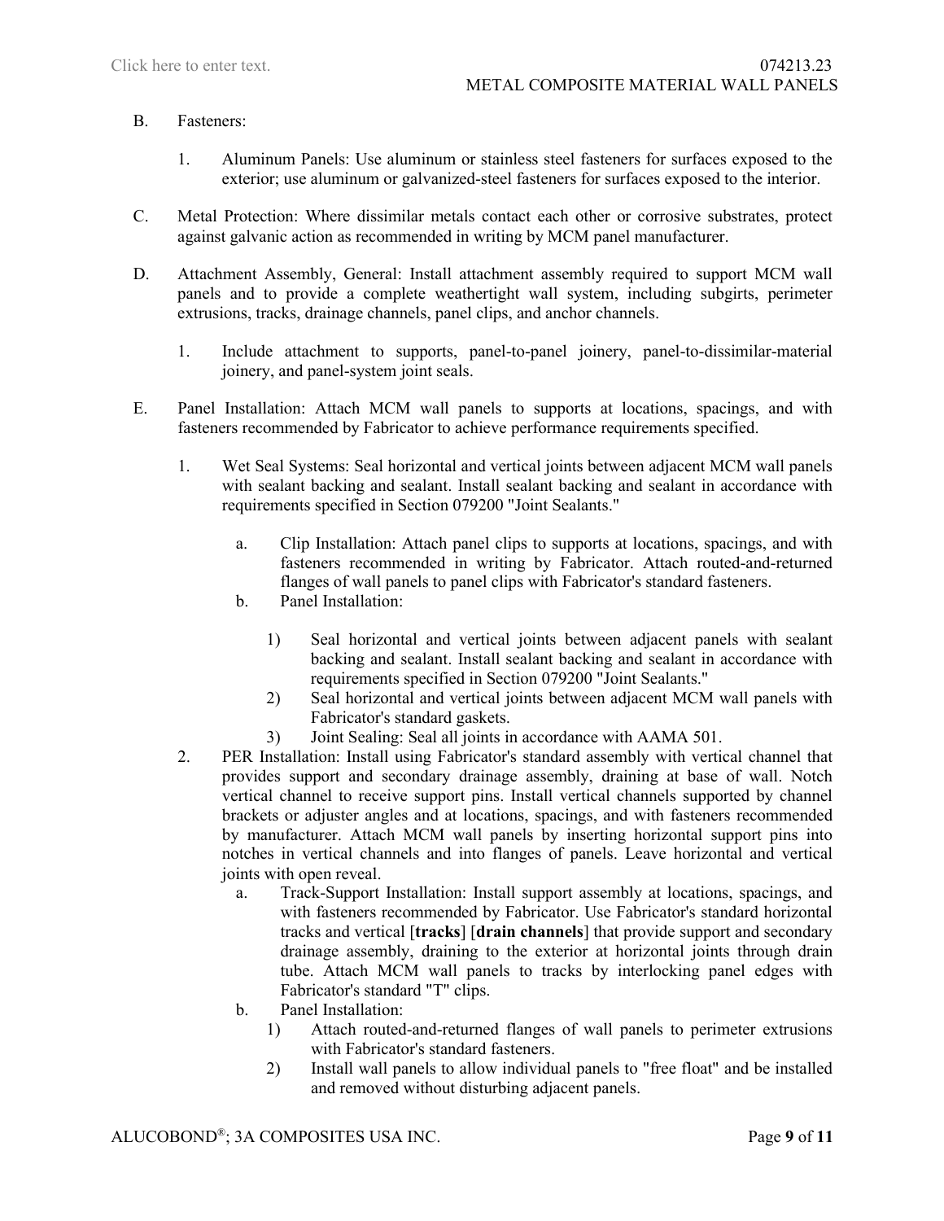B. Fasteners:

1. Aluminum Panels: Use aluminum or stainless steel fasteners for surfaces exposed to the exterior; use aluminum or galvanized-steel fasteners for surfaces exposed to the interior.

C. Metal Protection: Where dissimilar metals contact each other or corrosive substrates, protect against galvanic action as recommended in writing by MCM panel manufacturer.

D. Attachment Assembly, General: Install attachment assembly required to support MCM wall panels and to provide a complete weathertight wall system, including subgirts, perimeter extrusions, tracks, drainage channels, panel clips, and anchor channels.

1. Include attachment to supports, panel-to-panel joinery, panel-to-dissimilar-material joinery, and panel-system joint seals.

E. Panel Installation: Attach MCM wall panels to supports at locations, spacings, and with fasteners recommended by Fabricator to achieve performance requirements specified.

1. Wet Seal Systems: Seal horizontal and vertical joints between adjacent MCM wall panels with sealant backing and sealant. Install sealant backing and sealant in accordance with requirements specified in Section 079200 "Joint Sealants."

   a. Clip Installation: Attach panel clips to supports at locations, spacings, and with fasteners recommended in writing by Fabricator. Attach routed-and-returned flanges of wall panels to panel clips with Fabricator's standard fasteners.

   b. Panel Installation:

      1) Seal horizontal and vertical joints between adjacent panels with sealant backing and sealant. Install sealant backing and sealant in accordance with requirements specified in Section 079200 "Joint Sealants."

      2) Seal horizontal and vertical joints between adjacent MCM wall panels with Fabricator's standard gaskets.

      3) Joint Sealing: Seal all joints in accordance with AAMA 501.

2. PER Installation: Install using Fabricator's standard assembly with vertical channel that provides support and secondary drainage assembly, draining at base of wall. Notch vertical channel to receive support pins. Install vertical channels supported by channel brackets or adjuster angles and at locations, spacings, and with fasteners recommended by manufacturer. Attach MCM wall panels by inserting horizontal support pins into notches in vertical channels and into flanges of panels. Leave horizontal and vertical joints with open reveal.

   a. Track-Support Installation: Install support assembly at locations, spacings, and with fasteners recommended by Fabricator. Use Fabricator's standard horizontal tracks and vertical [**tracks**] [**drain channels**] that provide support and secondary drainage assembly, draining to the exterior at horizontal joints through drain tube. Attach MCM wall panels to tracks by interlocking panel edges with Fabricator's standard "T" clips.

   b. Panel Installation:

      1) Attach routed-and-returned flanges of wall panels to perimeter extrusions with Fabricator's standard fasteners.

      2) Install wall panels to allow individual panels to "free float" and be installed and removed without disturbing adjacent panels.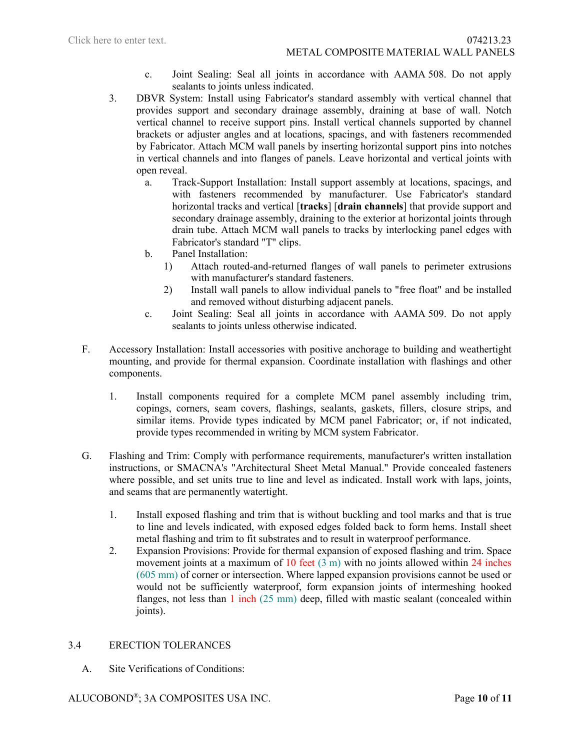c. Joint Sealing: Seal all joints in accordance with AAMA 508. Do not apply sealants to joints unless indicated.

3. DBVR System: Install using Fabricator's standard assembly with vertical channel that provides support and secondary drainage assembly, draining at base of wall. Notch vertical channel to receive support pins. Install vertical channels supported by channel brackets or adjuster angles and at locations, spacings, and with fasteners recommended by Fabricator. Attach MCM wall panels by inserting horizontal support pins into notches in vertical channels and into flanges of panels. Leave horizontal and vertical joints with open reveal.
   a. Track-Support Installation: Install support assembly at locations, spacings, and with fasteners recommended by manufacturer. Use Fabricator's standard horizontal tracks and vertical [**tracks**] [**drain channels**] that provide support and secondary drainage assembly, draining to the exterior at horizontal joints through drain tube. Attach MCM wall panels to tracks by interlocking panel edges with Fabricator's standard "T" clips.
   b. Panel Installation:
      1) Attach routed-and-returned flanges of wall panels to perimeter extrusions with manufacturer's standard fasteners.
      2) Install wall panels to allow individual panels to "free float" and be installed and removed without disturbing adjacent panels.
   c. Joint Sealing: Seal all joints in accordance with AAMA 509. Do not apply sealants to joints unless otherwise indicated.

F. Accessory Installation: Install accessories with positive anchorage to building and weathertight mounting, and provide for thermal expansion. Coordinate installation with flashings and other components.

1. Install components required for a complete MCM panel assembly including trim, copings, corners, seam covers, flashings, sealants, gaskets, fillers, closure strips, and similar items. Provide types indicated by MCM panel Fabricator; or, if not indicated, provide types recommended in writing by MCM system Fabricator.

G. Flashing and Trim: Comply with performance requirements, manufacturer's written installation instructions, or SMACNA's "Architectural Sheet Metal Manual." Provide concealed fasteners where possible, and set units true to line and level as indicated. Install work with laps, joints, and seams that are permanently watertight.

1. Install exposed flashing and trim that is without buckling and tool marks and that is true to line and levels indicated, with exposed edges folded back to form hems. Install sheet metal flashing and trim to fit substrates and to result in waterproof performance.
2. Expansion Provisions: Provide for thermal expansion of exposed flashing and trim. Space movement joints at a maximum of 10 feet (3 m) with no joints allowed within 24 inches (605 mm) of corner or intersection. Where lapped expansion provisions cannot be used or would not be sufficiently waterproof, form expansion joints of intermeshing hooked flanges, not less than 1 inch (25 mm) deep, filled with mastic sealant (concealed within joints).

## 3.4 ERECTION TOLERANCES

A. Site Verifications of Conditions: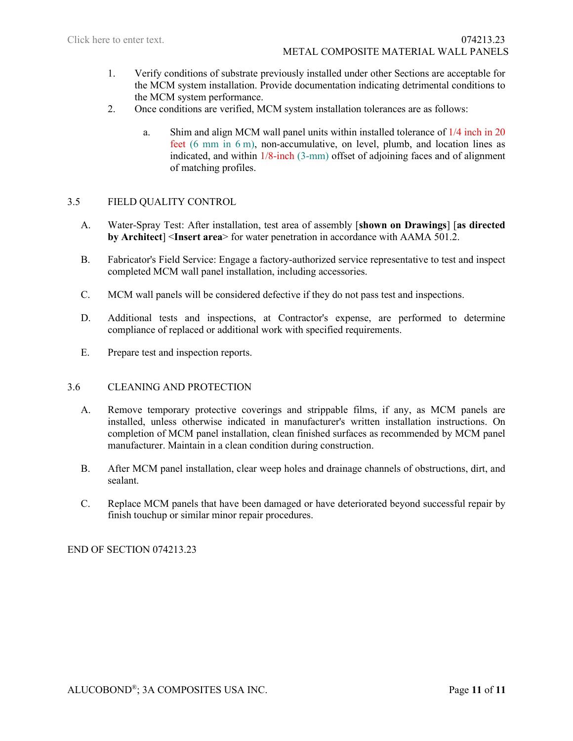1. Verify conditions of substrate previously installed under other Sections are acceptable for the MCM system installation. Provide documentation indicating detrimental conditions to the MCM system performance.
2. Once conditions are verified, MCM system installation tolerances are as follows:

    a. Shim and align MCM wall panel units within installed tolerance of 1/4 inch in 20 feet (6 mm in 6 m), non-accumulative, on level, plumb, and location lines as indicated, and within 1/8-inch (3-mm) offset of adjoining faces and of alignment of matching profiles.

## 3.5 FIELD QUALITY CONTROL

A. Water-Spray Test: After installation, test area of assembly [**shown on Drawings**] [**as directed by Architect**] <**Insert area**> for water penetration in accordance with AAMA 501.2.

B. Fabricator's Field Service: Engage a factory-authorized service representative to test and inspect completed MCM wall panel installation, including accessories.

C. MCM wall panels will be considered defective if they do not pass test and inspections.

D. Additional tests and inspections, at Contractor's expense, are performed to determine compliance of replaced or additional work with specified requirements.

E. Prepare test and inspection reports.

## 3.6 CLEANING AND PROTECTION

A. Remove temporary protective coverings and strippable films, if any, as MCM panels are installed, unless otherwise indicated in manufacturer's written installation instructions. On completion of MCM panel installation, clean finished surfaces as recommended by MCM panel manufacturer. Maintain in a clean condition during construction.

B. After MCM panel installation, clear weep holes and drainage channels of obstructions, dirt, and sealant.

C. Replace MCM panels that have been damaged or have deteriorated beyond successful repair by finish touchup or similar minor repair procedures.

END OF SECTION 074213.23